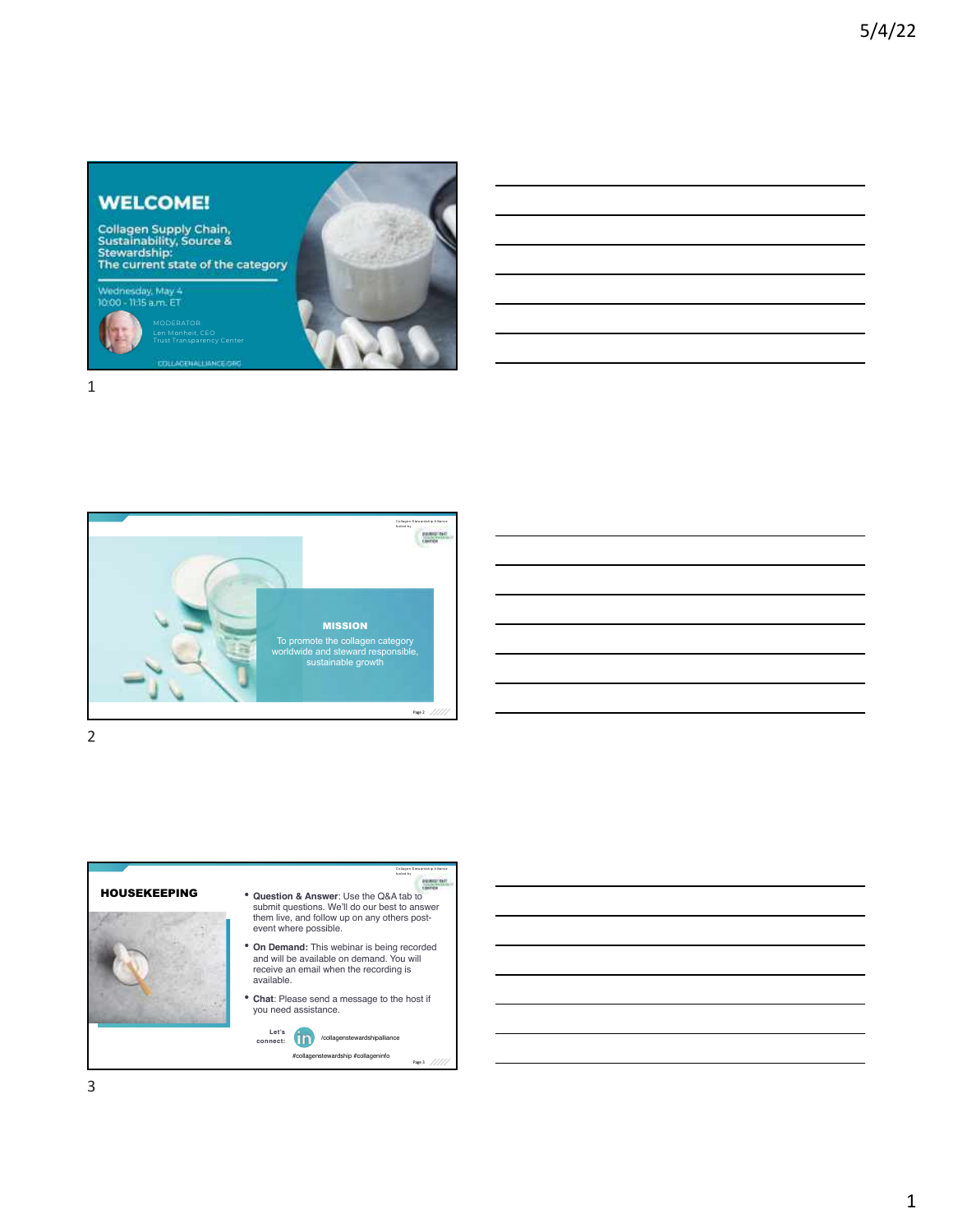## WELCOME!

Collagen Supply Chain, Sustainability, Source & Stewardship: The current state of the category

Wednesday, May 4
10:00 - 11:15 a.m. ET

MODERATOR
Len Monheit, CEO
Trust Transparency Center

COLLAGENALLIANCE.ORG

---

**MISSION**

To promote the collagen category worldwide and steward responsible, sustainable growth

---

## HOUSEKEEPING

- **Question & Answer**: Use the Q&A tab to submit questions. We'll do our best to answer them live, and follow up on any others post-event where possible.
- **On Demand:** This webinar is being recorded and will be available on demand. You will receive an email when the recording is available.
- **Chat**: Please send a message to the host if you need assistance.

Let's connect: /collagenstewardshipalliance

#collagenstewardship #collageninfo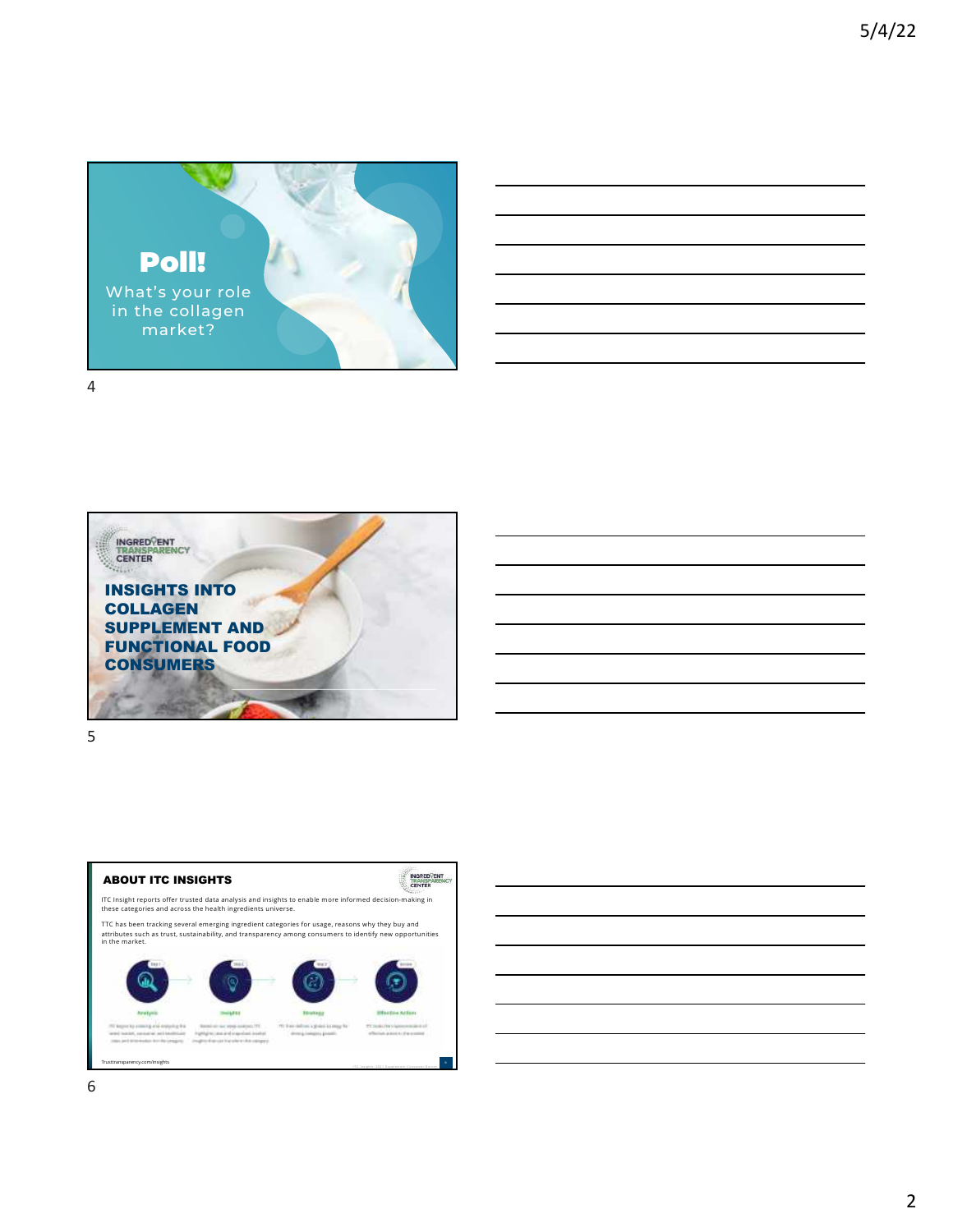## Poll!

What's your role in the collagen market?

INGREDIENT TRANSPARENCY CENTER

## INSIGHTS INTO COLLAGEN SUPPLEMENT AND FUNCTIONAL FOOD CONSUMERS

## ABOUT ITC INSIGHTS

ITC Insight reports offer trusted data analysis and insights to enable more informed decision-making in these categories and across the health ingredients universe.

TTC has been tracking several emerging ingredient categories for usage, reasons why they buy and attributes such as trust, sustainability, and transparency among consumers to identify new opportunities in the market.

Analysis → Insights → Strategy → Effective Action

Trusttransparency.com/insights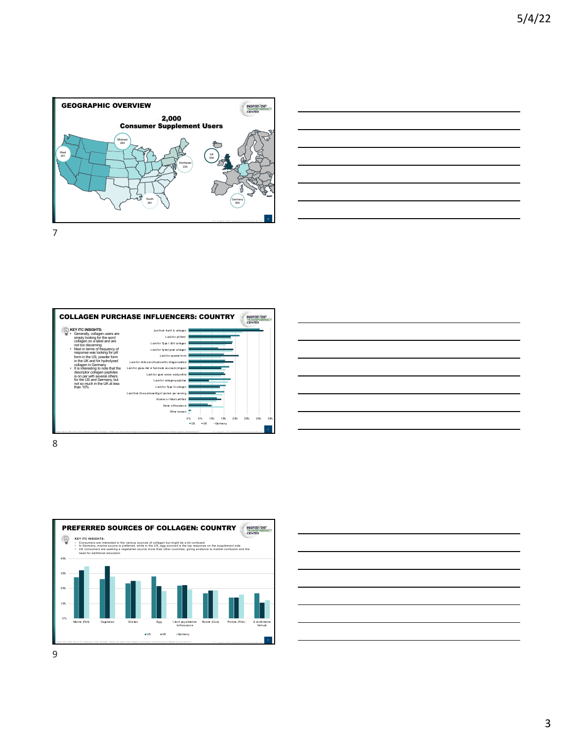## GEOGRAPHIC OVERVIEW

**2,000**
**Consumer Supplement Users**

- West 251
- Midwest 264
- Northeast 224
- South 261
- UK 500
- Germany 500

## COLLAGEN PURCHASE INFLUENCERS: COUNTRY

**KEY ITC INSIGHTS:**

- Generally, collagen users are simply looking for the word collagen on a label and are not too discerning
- Next in terms of frequency of response was looking for pill form in the US, powder form in the UK and for hydrolyzed collagen in Germany
- It is interesting to note that the descriptor collagen peptides is on par with several others for the US and Germany, but not so much in the UK at less than 10%

Chart categories:
- Just look that it is collagen
- Look for pill form
- Look for Type I & III collagen
- Look for hydrolyzed collagen
- Look for powder form
- Look for drinks and foods with collagen added
- Look for grass-fed or fair-trade sourced collagen
- Look for good amino acid profile
- Look for collagen peptides
- Look for Type II collagen
- Look that it has at least 5g of protein per serving
- Kosher or Halal certified
- None of the above
- Other reason

0% 5% 10% 15% 20% 25% 30% 35%

■ US ■ UK ■ Germany

## PREFERRED SOURCES OF COLLAGEN: COUNTRY

**KEY ITC INSIGHTS:**

- Consumers are interested in the various sources of collagen but might be a bit confused
- In Germany, marine source is preferred, while in the US, egg sourced is the top response on the supplement side
- UK consumers are seeking a vegetarian source more than other countries, giving evidence to market confusion and the need for additional education

Chart categories: Marine (Fish), Vegetarian, Chicken, Egg, I don't pay attention to the source, Bovine (Cow), Porcine (Pork), A combination formula

0% 10% 20% 30% 40%

■ US ■ UK ■ Germany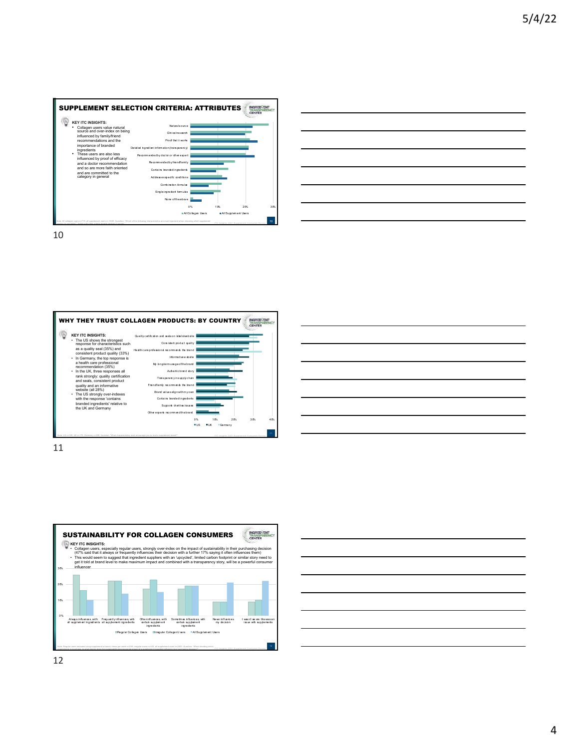## SUPPLEMENT SELECTION CRITERIA: ATTRIBUTES

**KEY ITC INSIGHTS:**

- Collagen users value natural source and over-index on being influenced by family/friend recommendations and the importance of branded ingredients
- These users are also less influenced by proof of efficacy and a doctor recommendation and so are more faith oriented and are committed to the category in general

Natural source
Clinical research
Proof that it works
Detailed ingredient information (transparency)
Recommended by doctor or other expert
Recommended by friend/family
Contains branded ingredients
Addresses specific conditions
Combination formulas
Single ingredient formulas
None of the above

0% 10% 20% 30%

All Collagen Users ■ All Supplement Users

## WHY THEY TRUST COLLAGEN PRODUCTS: BY COUNTRY

**KEY ITC INSIGHTS:**

- The US shows the strongest response for characteristics such as a quality seal (35%) and consistent product quality (33%)
- In Germany, the top response is a health care professional recommendation (35%)
- In the UK, three responses all rank strongly: quality certification and seals, consistent product quality and an informative website (all 28%)
- The US strongly over-indexes with the response 'contains branded ingredients' relative to the UK and Germany

Quality certification and seals on label/website
Consistent product quality
Healthcare professional recommends the brand
Informative website
My long-term usage of the brand
Authentic brand story
Transparency in supply chain
Friend/family recommends the brand
Brand values align with my own
Contains branded ingredients
Supports charities/causes
Other experts recommend the brand

0% 10% 20% 30% 40%

■ US ■ UK ■ Germany

## SUSTAINABILITY FOR COLLAGEN CONSUMERS

**KEY ITC INSIGHTS:**

- Collagen users, especially regular users, strongly over-index on the impact of sustainability in their purchasing decision (47% said that it always or frequently influences their decision with a further 17% saying it often influences them)
- This would seem to suggest that ingredient suppliers with an 'upcycled', limited carbon footprint or similar story need to get it told at brand level to make maximum impact and combined with a transparency story, will be a powerful consumer influencer

30% 20% 10% 0%

Always influences with all supplement ingredients | Frequently influences with all supplement ingredients | Often influences with certain supplement ingredients | Sometimes influences with certain supplement ingredients | Never influences my decision | I wasn't aware this was an issue with supplements

■ Regular Collagen Users ■ Irregular Collagen Users ■ All Supplement Users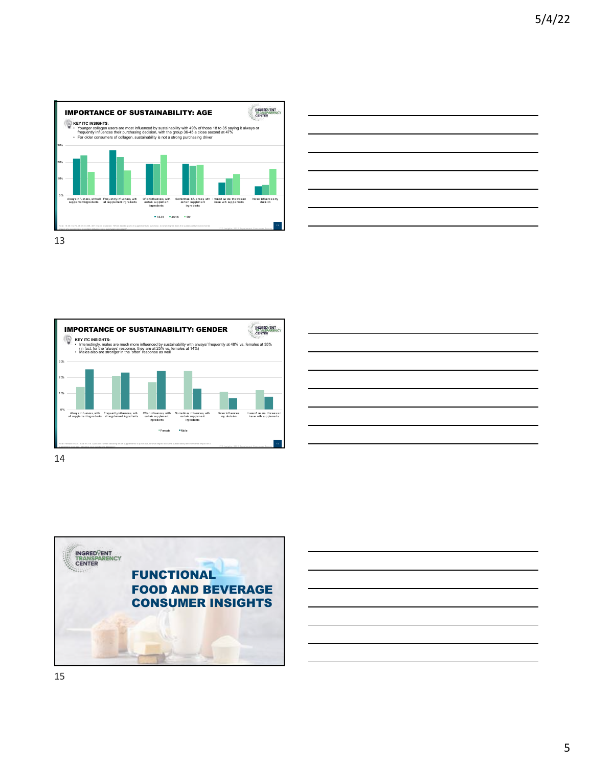## IMPORTANCE OF SUSTAINABILITY: AGE

**KEY ITC INSIGHTS:**

- Younger collagen users are most influenced by sustainability with 49% of those 18 to 35 saying it always or frequently influences their purchasing decision, with the group 36-45 a close second at 47%
- For older consumers of collagen, sustainability is not a strong purchasing driver

| | 1835 | 3645 | 46+ |
|---|---|---|---|
| Always influences, with all supplement ingredients | ~22% | ~24% | ~14% |
| Frequently influences, with all supplement ingredients | ~27% | ~23% | ~15% |
| Often influences, with certain supplement ingredients | ~19% | ~19% | ~24% |
| Sometimes influences, with certain supplement ingredients | ~19% | ~18% | ~18% |
| I wasn't aware this was an issue with supplements | ~8% | ~10% | ~13% |
| Never influences my decision | ~5% | ~6% | ~16% |

## IMPORTANCE OF SUSTAINABILITY: GENDER

**KEY ITC INSIGHTS:**

- Interestingly, males are much more influenced by sustainability with always/ frequently at 48% vs. females at 35% (in fact, for the 'always' response, they are at 25% vs. females at 14%)
- Males also are stronger in the 'often' response as well

| | Female | Male |
|---|---|---|
| Always influences, with all supplement ingredients | ~14% | ~25% |
| Frequently influences, with all supplement ingredients | ~21% | ~23% |
| Often influences, with certain supplement ingredients | ~17% | ~24% |
| Sometimes influences, with certain supplement ingredients | ~24% | ~13% |
| Never influences my decision | ~11% | ~7% |
| I wasn't aware this was an issue with supplements | ~12% | ~8% |

## FUNCTIONAL FOOD AND BEVERAGE CONSUMER INSIGHTS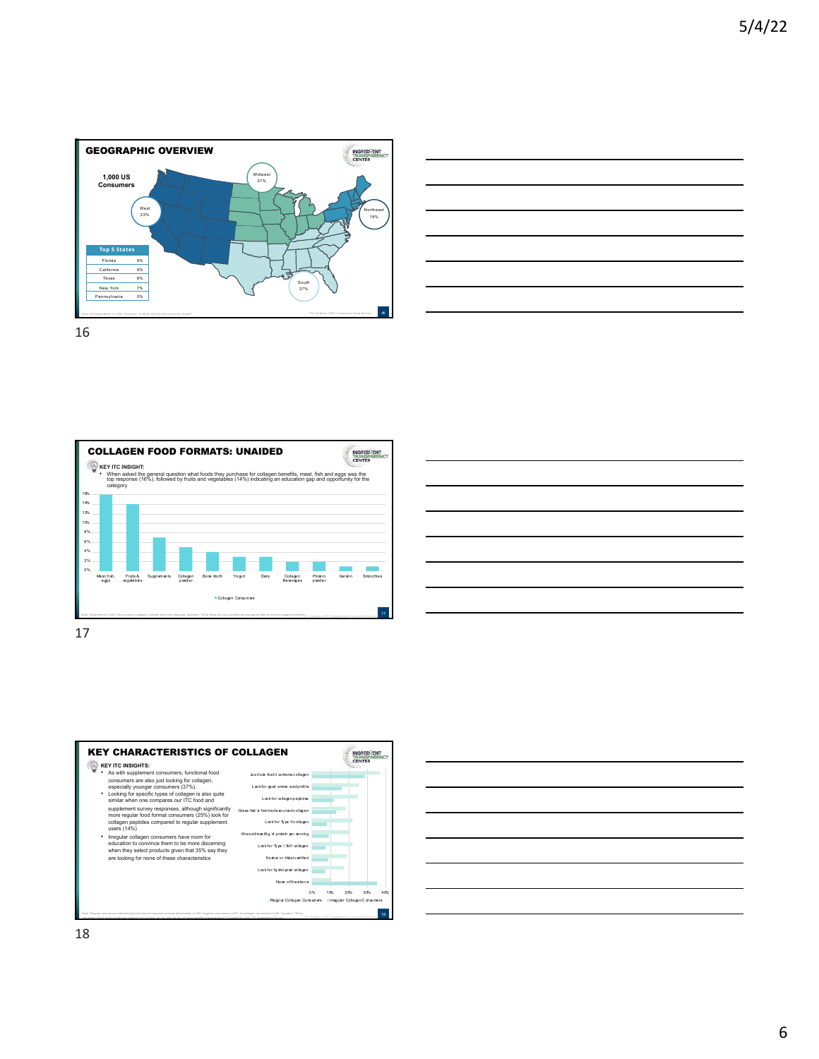## GEOGRAPHIC OVERVIEW

1,000 US Consumers

West 23%
Midwest 21%
Northeast 19%
South 37%

| Top 5 States | |
|---|---|
| Florida | 9% |
| California | 9% |
| Texas | 8% |
| New York | 7% |
| Pennsylvania | 5% |

## COLLAGEN FOOD FORMATS: UNAIDED

KEY ITC INSIGHT:

- When asked the general question what foods they purchase for collagen benefits, meat, fish and eggs was the top response (16%), followed by fruits and vegetables (14%) indicating an education gap and opportunity for the category

Categories: Meat, fish, eggs; Fruits & vegetables; Supplements; Collagen powder; Bone broth; Yogurt; Dairy; Collagen Beverages; Protein powder; Gelatin; Smoothies

Collagen Consumers

## KEY CHARACTERISTICS OF COLLAGEN

KEY ITC INSIGHTS:

- As with supplement consumers, functional food consumers are also just looking for collagen, especially younger consumers (37%).
- Looking for specific types of collagen is also quite similar when one compares our ITC food and supplement survey responses, although significantly more regular food format consumers (25%) look for collagen peptides compared to regular supplement users (14%)
- Irregular collagen consumers have room for education to convince them to be more discerning when they select products given that 35% say they are looking for none of these characteristics

Characteristics: Just look that it contains collagen; Look for good amino acid profile; Look for collagen peptides; Grass-fed or fair-trade sourced collagen; Look for Type I collagen; It has at least 8g of protein per serving; Look for Type I & III collagen; Kosher or Halal certified; Look for hydrolyzed collagen; None of the above

Regular Collagen Consumers; Irregular Collagen Consumers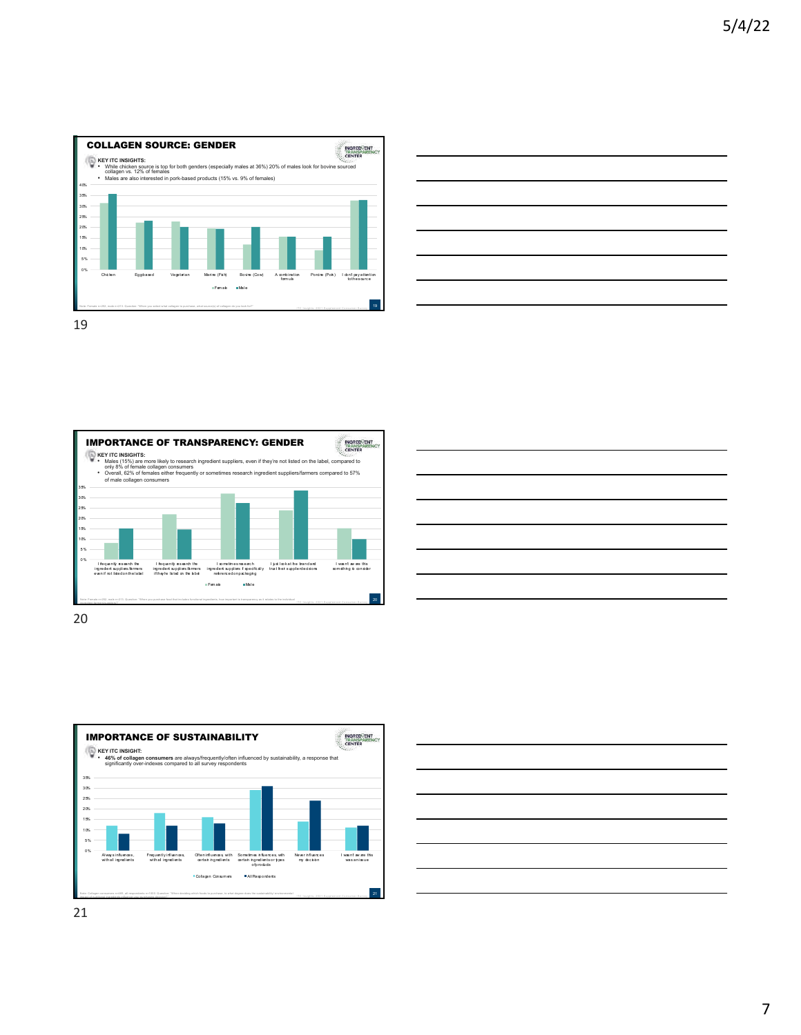## COLLAGEN SOURCE: GENDER

KEY ITC INSIGHTS:

- While chicken source is top for both genders (especially males at 36%) 20% of males look for bovine sourced collagen vs. 12% of females
- Males are also interested in pork-based products (15% vs. 9% of females)

| | Chicken | Eggbased | Vegetarian | Marine (Fish) | Bovine (Cow) | A combination formula | Porcine (Pork) | I don't pay attention to the source |
|---|---|---|---|---|---|---|---|---|
| Female | 31% | 22% | 23% | 19% | 12% | 15% | 9% | 32% |
| Male | 36% | 23% | 20% | 19% | 20% | 15% | 15% | 33% |

Note: Female n=202, male n=215. Question: "When you select what collagen to purchase, what source(s) of collagen do you look for?"

## IMPORTANCE OF TRANSPARENCY: GENDER

KEY ITC INSIGHTS:

- Males (15%) are more likely to research ingredient suppliers, even if they're not listed on the label, compared to only 8% of female collagen consumers
- Overall, 62% of females either frequently or sometimes research ingredient suppliers/farmers compared to 57% of male collagen consumers

| | I frequently research the ingredient suppliers/farmers even if not listed on the label | I frequently research the ingredient suppliers/farmers if they're listed on the label | I sometimes research ingredient suppliers if specifically referenced on packaging | I just look at the brand and trust their supplier decisions | I wasn't aware this something to consider |
|---|---|---|---|---|---|
| Female | 8% | 22% | 32% | 24% | 15% |
| Male | 15% | 15% | 27% | 34% | 10% |

Note: Female n=202, male n=215. Question: "When you purchase food that includes functional ingredients, how important is transparency as it relates to the individual ingredient suppliers/farmers?"

## IMPORTANCE OF SUSTAINABILITY

KEY ITC INSIGHT:

- **46% of collagen consumers** are always/frequently/often influenced by sustainability, a response that significantly over-indexes compared to all survey respondents

| | Always influences, with all ingredients | Frequently influences, with all ingredients | Often influences with certain ingredients | Sometimes influences, with certain ingredients or types of products | Never influences my decision | I wasn't aware this was an issue |
|---|---|---|---|---|---|---|
| Collagen Consumers | 12% | 18% | 16% | 29% | 14% | 11% |
| All Respondents | 8% | 12% | 13% | 31% | 24% | 12% |

Note: Collagen consumers n=485, all respondents n=1005. Question: "When deciding which foods to purchase, to what degree does the sustainability / environmental impact of individual ingredients influence your purchase decision?"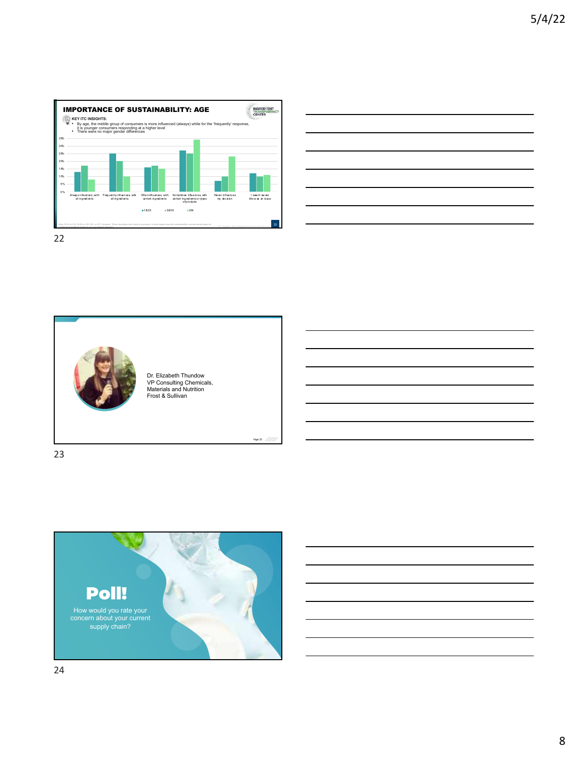## IMPORTANCE OF SUSTAINABILITY: AGE

KEY ITC INSIGHTS:

- By age, the middle group of consumers is more influenced (always) while for the 'frequently' response, it is younger consumers responding at a higher level
- There were no major gender differences

| | 18-35 | 36-55 | 56+ |
|---|---|---|---|
| Always influences, with all ingredients | 13% | 17% | 8% |
| Frequently influences, with all ingredients | 25% | 20% | 10% |
| Often influences, with certain ingredients | 16% | 17% | 15% |
| Sometimes influences, with certain ingredients or types of products | 27% | 25% | 34% |
| Never influences my decision | 7% | 10% | 23% |
| I wasn't aware this was an issue | 12% | 10% | 11% |

22

Dr. Elizabeth Thundow
VP Consulting Chemicals, Materials and Nutrition
Frost & Sullivan

23

# Poll!

How would you rate your concern about your current supply chain?

24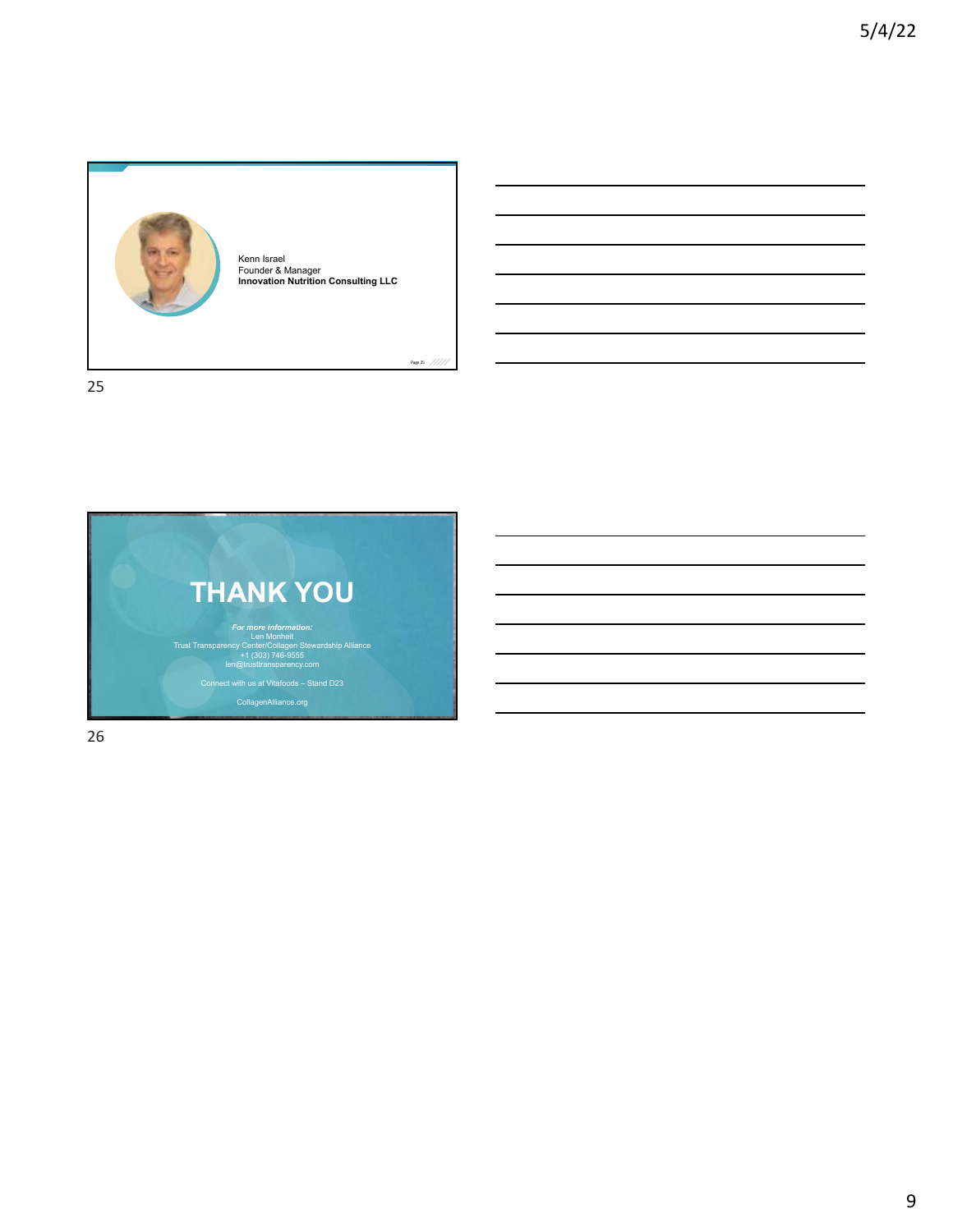Kenn Israel
Founder & Manager
**Innovation Nutrition Consulting LLC**

# THANK YOU

***For more information:***
Len Monheit
Trust Transparency Center/Collagen Stewardship Alliance
+1 (303) 746-9555
len@trusttransparency.com

Connect with us at Vitafoods – Stand D23

CollagenAlliance.org